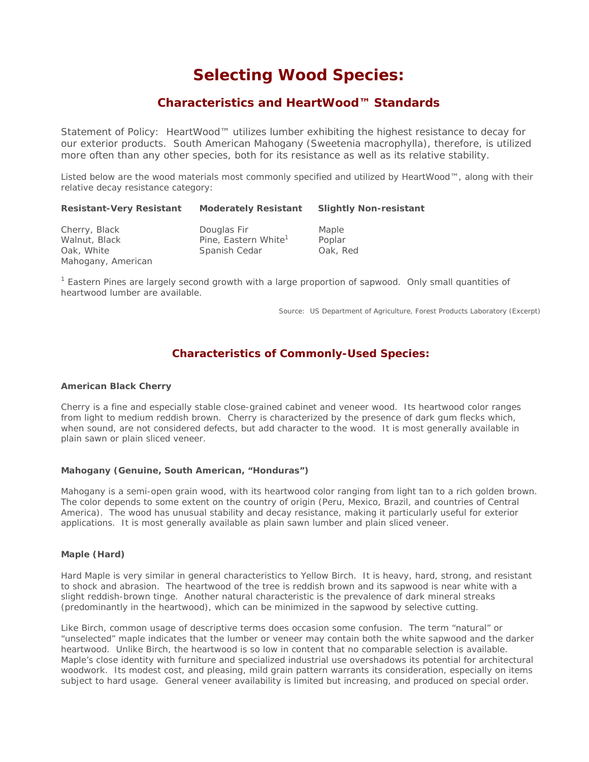# Selecting Wood Species:

## Characteristics and HeartWood™ Standards

Statement of Policy: HeartWood™ utilizes lumber exhibiting the highest resistance to decay for our exterior products. South American Mahogany (Sweetenia macrophylla), therefore, is utilized more often than any other species, both for its resistance as well as its relative stability.

Listed below are the wood materials most commonly specified and utilized by HeartWood™, along with their relative decay resistance category:

| Resistant-Very Resistant | Moderately Resistant | Slightly Non-resistant |
|---|---|---|
| Cherry, Black | Douglas Fir | Maple |
| Walnut, Black | Pine, Eastern White[1] | Poplar |
| Oak, White | Spanish Cedar | Oak, Red |
| Mahogany, American | | |

[1] Eastern Pines are largely second growth with a large proportion of sapwood. Only small quantities of heartwood lumber are available.

Source: US Department of Agriculture, Forest Products Laboratory (Excerpt)

## Characteristics of Commonly-Used Species:

### American Black Cherry

Cherry is a fine and especially stable close-grained cabinet and veneer wood. Its heartwood color ranges from light to medium reddish brown. Cherry is characterized by the presence of dark gum flecks which, when sound, are not considered defects, but add character to the wood. It is most generally available in plain sawn or plain sliced veneer.

### Mahogany (Genuine, South American, "Honduras")

Mahogany is a semi-open grain wood, with its heartwood color ranging from light tan to a rich golden brown. The color depends to some extent on the country of origin (Peru, Mexico, Brazil, and countries of Central America). The wood has unusual stability and decay resistance, making it particularly useful for exterior applications. It is most generally available as plain sawn lumber and plain sliced veneer.

### Maple (Hard)

Hard Maple is very similar in general characteristics to Yellow Birch. It is heavy, hard, strong, and resistant to shock and abrasion. The heartwood of the tree is reddish brown and its sapwood is near white with a slight reddish-brown tinge. Another natural characteristic is the prevalence of dark mineral streaks (predominantly in the heartwood), which can be minimized in the sapwood by selective cutting.

Like Birch, common usage of descriptive terms does occasion some confusion. The term "natural" or "unselected" maple indicates that the lumber or veneer may contain both the white sapwood and the darker heartwood. Unlike Birch, the heartwood is so low in content that no comparable selection is available. Maple's close identity with furniture and specialized industrial use overshadows its potential for architectural woodwork. Its modest cost, and pleasing, mild grain pattern warrants its consideration, especially on items subject to hard usage. General veneer availability is limited but increasing, and produced on special order.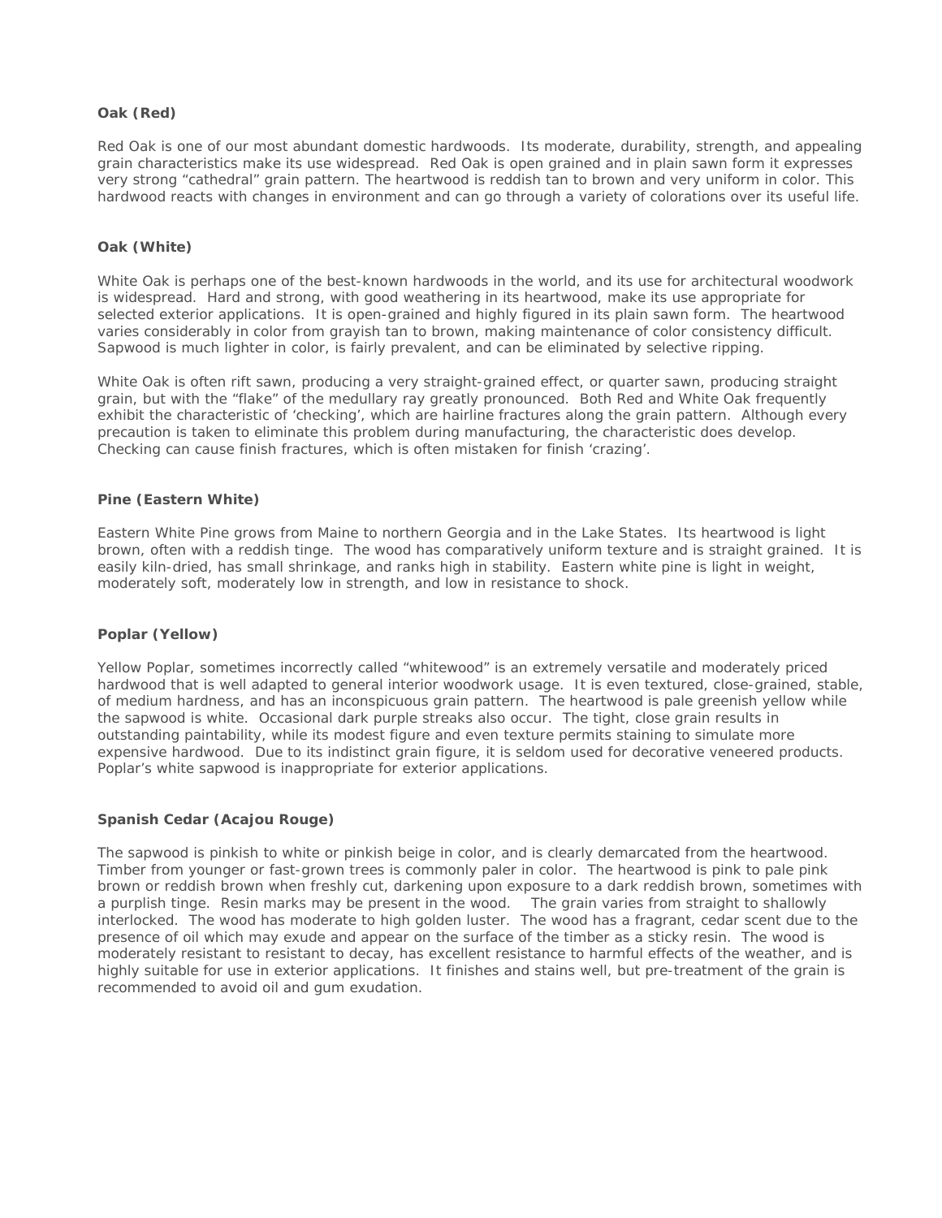**Oak (Red)**

Red Oak is one of our most abundant domestic hardwoods. Its moderate, durability, strength, and appealing grain characteristics make its use widespread. Red Oak is open grained and in plain sawn form it expresses very strong "cathedral" grain pattern. The heartwood is reddish tan to brown and very uniform in color. This hardwood reacts with changes in environment and can go through a variety of colorations over its useful life.

**Oak (White)**

White Oak is perhaps one of the best-known hardwoods in the world, and its use for architectural woodwork is widespread. Hard and strong, with good weathering in its heartwood, make its use appropriate for selected exterior applications. It is open-grained and highly figured in its plain sawn form. The heartwood varies considerably in color from grayish tan to brown, making maintenance of color consistency difficult. Sapwood is much lighter in color, is fairly prevalent, and can be eliminated by selective ripping.

White Oak is often rift sawn, producing a very straight-grained effect, or quarter sawn, producing straight grain, but with the "flake" of the medullary ray greatly pronounced. Both Red and White Oak frequently exhibit the characteristic of 'checking', which are hairline fractures along the grain pattern. Although every precaution is taken to eliminate this problem during manufacturing, the characteristic does develop. Checking can cause finish fractures, which is often mistaken for finish 'crazing'.

**Pine (Eastern White)**

Eastern White Pine grows from Maine to northern Georgia and in the Lake States. Its heartwood is light brown, often with a reddish tinge. The wood has comparatively uniform texture and is straight grained. It is easily kiln-dried, has small shrinkage, and ranks high in stability. Eastern white pine is light in weight, moderately soft, moderately low in strength, and low in resistance to shock.

**Poplar (Yellow)**

Yellow Poplar, sometimes incorrectly called "whitewood" is an extremely versatile and moderately priced hardwood that is well adapted to general interior woodwork usage. It is even textured, close-grained, stable, of medium hardness, and has an inconspicuous grain pattern. The heartwood is pale greenish yellow while the sapwood is white. Occasional dark purple streaks also occur. The tight, close grain results in outstanding paintability, while its modest figure and even texture permits staining to simulate more expensive hardwood. Due to its indistinct grain figure, it is seldom used for decorative veneered products. Poplar's white sapwood is inappropriate for exterior applications.

**Spanish Cedar (Acajou Rouge)**

The sapwood is pinkish to white or pinkish beige in color, and is clearly demarcated from the heartwood. Timber from younger or fast-grown trees is commonly paler in color. The heartwood is pink to pale pink brown or reddish brown when freshly cut, darkening upon exposure to a dark reddish brown, sometimes with a purplish tinge. Resin marks may be present in the wood. The grain varies from straight to shallowly interlocked. The wood has moderate to high golden luster. The wood has a fragrant, cedar scent due to the presence of oil which may exude and appear on the surface of the timber as a sticky resin. The wood is moderately resistant to resistant to decay, has excellent resistance to harmful effects of the weather, and is highly suitable for use in exterior applications. It finishes and stains well, but pre-treatment of the grain is recommended to avoid oil and gum exudation.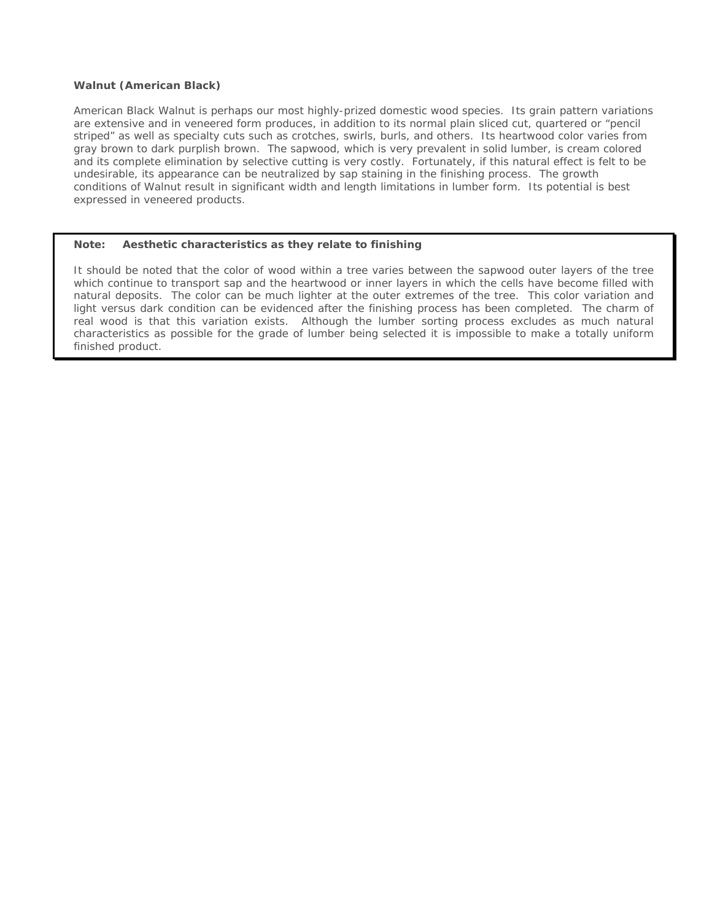**Walnut (American Black)**

American Black Walnut is perhaps our most highly-prized domestic wood species. Its grain pattern variations are extensive and in veneered form produces, in addition to its normal plain sliced cut, quartered or "pencil striped" as well as specialty cuts such as crotches, swirls, burls, and others. Its heartwood color varies from gray brown to dark purplish brown. The sapwood, which is very prevalent in solid lumber, is cream colored and its complete elimination by selective cutting is very costly. Fortunately, if this natural effect is felt to be undesirable, its appearance can be neutralized by sap staining in the finishing process. The growth conditions of Walnut result in significant width and length limitations in lumber form. Its potential is best expressed in veneered products.

**Note: Aesthetic characteristics as they relate to finishing**

It should be noted that the color of wood within a tree varies between the sapwood outer layers of the tree which continue to transport sap and the heartwood or inner layers in which the cells have become filled with natural deposits. The color can be much lighter at the outer extremes of the tree. This color variation and light versus dark condition can be evidenced after the finishing process has been completed. The charm of real wood is that this variation exists. Although the lumber sorting process excludes as much natural characteristics as possible for the grade of lumber being selected it is impossible to make a totally uniform finished product.